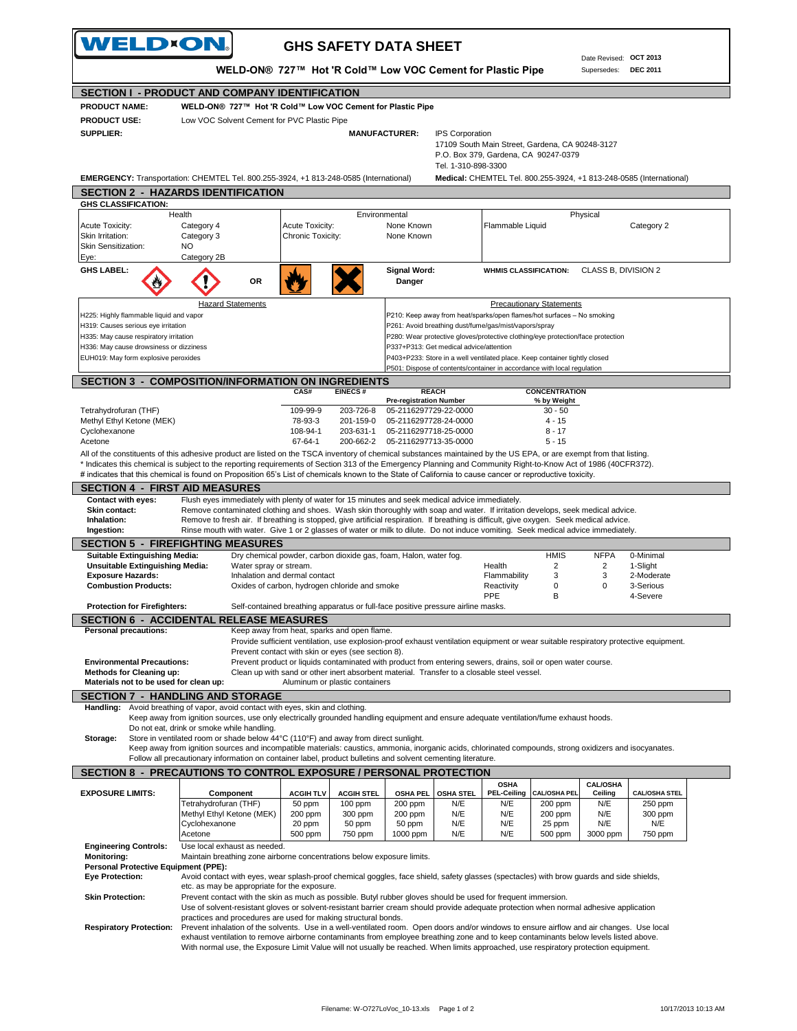WELD-ON

# GHS SAFETY DATA SHEET

Date Revised: **OCT 2013**
Supersedes: **DEC 2011**

**WELD-ON® 727™ Hot 'R Cold™ Low VOC Cement for Plastic Pipe**

## SECTION I - PRODUCT AND COMPANY IDENTIFICATION

**PRODUCT NAME:** WELD-ON® 727™ Hot 'R Cold™ Low VOC Cement for Plastic Pipe

**PRODUCT USE:** Low VOC Solvent Cement for PVC Plastic Pipe

**SUPPLIER:**

**MANUFACTURER:** IPS Corporation
17109 South Main Street, Gardena, CA 90248-3127
P.O. Box 379, Gardena, CA 90247-0379
Tel. 1-310-898-3300

**EMERGENCY:** Transportation: CHEMTEL Tel. 800.255-3924, +1 813-248-0585 (International)
**Medical:** CHEMTEL Tel. 800.255-3924, +1 813-248-0585 (International)

## SECTION 2 - HAZARDS IDENTIFICATION

**GHS CLASSIFICATION:**

| Health | | Environmental | | Physical | |
|---|---|---|---|---|---|
| Acute Toxicity: | Category 4 | Acute Toxicity: | None Known | Flammable Liquid | Category 2 |
| Skin Irritation: | Category 3 | Chronic Toxicity: | None Known | | |
| Skin Sensitization: | NO | | | | |
| Eye: | Category 2B | | | | |

**GHS LABEL:** OR

**Signal Word: Danger**

**WHMIS CLASSIFICATION:** CLASS B, DIVISION 2

| Hazard Statements | Precautionary Statements |
|---|---|
| H225: Highly flammable liquid and vapor | P210: Keep away from heat/sparks/open flames/hot surfaces – No smoking |
| H319: Causes serious eye irritation | P261: Avoid breathing dust/fume/gas/mist/vapors/spray |
| H335: May cause respiratory irritation | P280: Wear protective gloves/protective clothing/eye protection/face protection |
| H336: May cause drowsiness or dizziness | P337+P313: Get medical advice/attention |
| EUH019: May form explosive peroxides | P403+P233: Store in a well ventilated place. Keep container tightly closed |
| | P501: Dispose of contents/container in accordance with local regulation |

## SECTION 3 - COMPOSITION/INFORMATION ON INGREDIENTS

| | CAS# | EINECS # | REACH Pre-registration Number | CONCENTRATION % by Weight |
|---|---|---|---|---|
| Tetrahydrofuran (THF) | 109-99-9 | 203-726-8 | 05-2116297729-22-0000 | 30 - 50 |
| Methyl Ethyl Ketone (MEK) | 78-93-3 | 201-159-0 | 05-2116297728-24-0000 | 4 - 15 |
| Cyclohexanone | 108-94-1 | 203-631-1 | 05-2116297718-25-0000 | 8 - 17 |
| Acetone | 67-64-1 | 200-662-2 | 05-2116297713-35-0000 | 5 - 15 |

All of the constituents of this adhesive product are listed on the TSCA inventory of chemical substances maintained by the US EPA, or are exempt from that listing.
\* Indicates this chemical is subject to the reporting requirements of Section 313 of the Emergency Planning and Community Right-to-Know Act of 1986 (40CFR372).
\# indicates that this chemical is found on Proposition 65's List of chemicals known to the State of California to cause cancer or reproductive toxicity.

## SECTION 4 - FIRST AID MEASURES

**Contact with eyes:** Flush eyes immediately with plenty of water for 15 minutes and seek medical advice immediately.
**Skin contact:** Remove contaminated clothing and shoes. Wash skin thoroughly with soap and water. If irritation develops, seek medical advice.
**Inhalation:** Remove to fresh air. If breathing is stopped, give artificial respiration. If breathing is difficult, give oxygen. Seek medical advice.
**Ingestion:** Rinse mouth with water. Give 1 or 2 glasses of water or milk to dilute. Do not induce vomiting. Seek medical advice immediately.

## SECTION 5 - FIREFIGHTING MEASURES

**Suitable Extinguishing Media:** Dry chemical powder, carbon dioxide gas, foam, Halon, water fog.
**Unsuitable Extinguishing Media:** Water spray or stream.
**Exposure Hazards:** Inhalation and dermal contact
**Combustion Products:** Oxides of carbon, hydrogen chloride and smoke

| | HMIS | NFPA | |
|---|---|---|---|
| | | | 0-Minimal |
| Health | 2 | 2 | 1-Slight |
| Flammability | 3 | 3 | 2-Moderate |
| Reactivity | 0 | 0 | 3-Serious |
| PPE | B | | 4-Severe |

**Protection for Firefighters:** Self-contained breathing apparatus or full-face positive pressure airline masks.

## SECTION 6 - ACCIDENTAL RELEASE MEASURES

**Personal precautions:** Keep away from heat, sparks and open flame.
Provide sufficient ventilation, use explosion-proof exhaust ventilation equipment or wear suitable respiratory protective equipment.
Prevent contact with skin or eyes (see section 8).
**Environmental Precautions:** Prevent product or liquids contaminated with product from entering sewers, drains, soil or open water course.
**Methods for Cleaning up:** Clean up with sand or other inert absorbent material. Transfer to a closable steel vessel.
**Materials not to be used for clean up:** Aluminum or plastic containers

## SECTION 7 - HANDLING AND STORAGE

**Handling:** Avoid breathing of vapor, avoid contact with eyes, skin and clothing.
Keep away from ignition sources, use only electrically grounded handling equipment and ensure adequate ventilation/fume exhaust hoods.
Do not eat, drink or smoke while handling.
**Storage:** Store in ventilated room or shade below 44°C (110°F) and away from direct sunlight.
Keep away from ignition sources and incompatible materials: caustics, ammonia, inorganic acids, chlorinated compounds, strong oxidizers and isocyanates.
Follow all precautionary information on container label, product bulletins and solvent cementing literature.

## SECTION 8 - PRECAUTIONS TO CONTROL EXPOSURE / PERSONAL PROTECTION

**EXPOSURE LIMITS:**

| Component | ACGIH TLV | ACGIH STEL | OSHA PEL | OSHA STEL | OSHA PEL-Ceiling | CAL/OSHA PEL | CAL/OSHA Ceiling | CAL/OSHA STEL |
|---|---|---|---|---|---|---|---|---|
| Tetrahydrofuran (THF) | 50 ppm | 100 ppm | 200 ppm | N/E | N/E | 200 ppm | N/E | 250 ppm |
| Methyl Ethyl Ketone (MEK) | 200 ppm | 300 ppm | 200 ppm | N/E | N/E | 200 ppm | N/E | 300 ppm |
| Cyclohexanone | 20 ppm | 50 ppm | 50 ppm | N/E | N/E | 25 ppm | N/E | N/E |
| Acetone | 500 ppm | 750 ppm | 1000 ppm | N/E | N/E | 500 ppm | 3000 ppm | 750 ppm |

**Engineering Controls:** Use local exhaust as needed.
**Monitoring:** Maintain breathing zone airborne concentrations below exposure limits.
**Personal Protective Equipment (PPE):**
**Eye Protection:** Avoid contact with eyes, wear splash-proof chemical goggles, face shield, safety glasses (spectacles) with brow guards and side shields, etc. as may be appropriate for the exposure.
**Skin Protection:** Prevent contact with the skin as much as possible. Butyl rubber gloves should be used for frequent immersion.
Use of solvent-resistant gloves or solvent-resistant barrier cream should provide adequate protection when normal adhesive application practices and procedures are used for making structural bonds.
**Respiratory Protection:** Prevent inhalation of the solvents. Use in a well-ventilated room. Open doors and/or windows to ensure airflow and air changes. Use local exhaust ventilation to remove airborne contaminants from employee breathing zone and to keep contaminants below levels listed above.
With normal use, the Exposure Limit Value will not usually be reached. When limits approached, use respiratory protection equipment.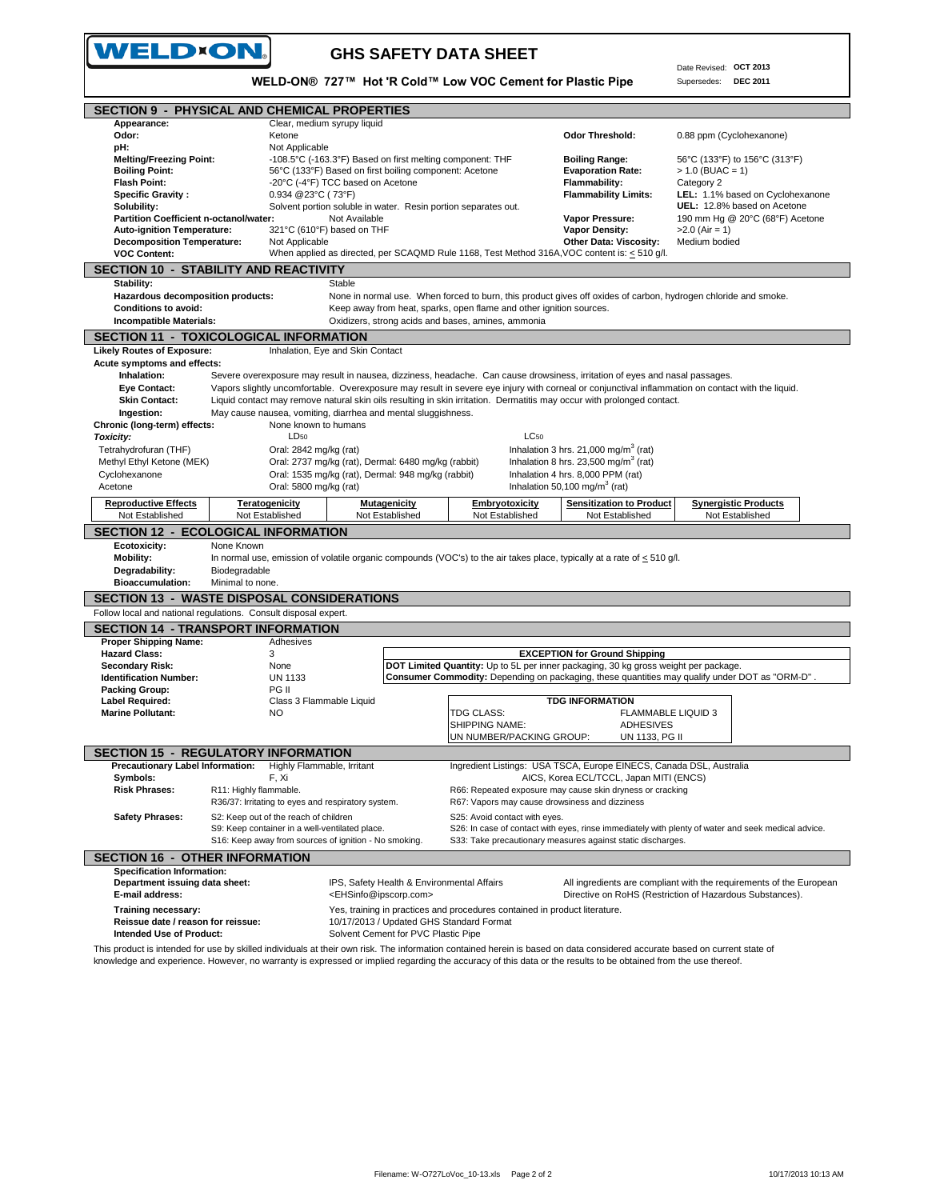# GHS SAFETY DATA SHEET

**WELD-ON® 727™ Hot 'R Cold™ Low VOC Cement for Plastic Pipe**

Date Revised: **OCT 2013**
Supersedes: **DEC 2011**

## SECTION 9 - PHYSICAL AND CHEMICAL PROPERTIES

| | | | |
|---|---|---|---|
| **Appearance:** | Clear, medium syrupy liquid | | |
| **Odor:** | Ketone | **Odor Threshold:** | 0.88 ppm (Cyclohexanone) |
| **pH:** | Not Applicable | | |
| **Melting/Freezing Point:** | -108.5°C (-163.3°F) Based on first melting component: THF | **Boiling Range:** | 56°C (133°F) to 156°C (313°F) |
| **Boiling Point:** | 56°C (133°F) Based on first boiling component: Acetone | **Evaporation Rate:** | > 1.0 (BUAC = 1) |
| **Flash Point:** | -20°C (-4°F) TCC based on Acetone | **Flammability:** | Category 2 |
| **Specific Gravity :** | 0.934 @23°C ( 73°F) | **Flammability Limits:** | **LEL:** 1.1% based on Cyclohexanone |
| **Solubility:** | Solvent portion soluble in water. Resin portion separates out. | | **UEL:** 12.8% based on Acetone |
| **Partition Coefficient n-octanol/water:** | Not Available | **Vapor Pressure:** | 190 mm Hg @ 20°C (68°F) Acetone |
| **Auto-ignition Temperature:** | 321°C (610°F) based on THF | **Vapor Density:** | >2.0 (Air = 1) |
| **Decomposition Temperature:** | Not Applicable | **Other Data: Viscosity:** | Medium bodied |
| **VOC Content:** | When applied as directed, per SCAQMD Rule 1168, Test Method 316A,VOC content is: ≤ 510 g/l. | | |

## SECTION 10 - STABILITY AND REACTIVITY

**Stability:** Stable
**Hazardous decomposition products:** None in normal use. When forced to burn, this product gives off oxides of carbon, hydrogen chloride and smoke.
**Conditions to avoid:** Keep away from heat, sparks, open flame and other ignition sources.
**Incompatible Materials:** Oxidizers, strong acids and bases, amines, ammonia

## SECTION 11 - TOXICOLOGICAL INFORMATION

**Likely Routes of Exposure:** Inhalation, Eye and Skin Contact

**Acute symptoms and effects:**

- **Inhalation:** Severe overexposure may result in nausea, dizziness, headache. Can cause drowsiness, irritation of eyes and nasal passages.
- **Eye Contact:** Vapors slightly uncomfortable. Overexposure may result in severe eye injury with corneal or conjunctival inflammation on contact with the liquid.
- **Skin Contact:** Liquid contact may remove natural skin oils resulting in skin irritation. Dermatitis may occur with prolonged contact.
- **Ingestion:** May cause nausea, vomiting, diarrhea and mental sluggishness.

**Chronic (long-term) effects:** None known to humans

| *Toxicity:* | $LD_{50}$ | $LC_{50}$ |
|---|---|---|
| Tetrahydrofuran (THF) | Oral: 2842 mg/kg (rat) | Inhalation 3 hrs. 21,000 mg/m$^3$ (rat) |
| Methyl Ethyl Ketone (MEK) | Oral: 2737 mg/kg (rat), Dermal: 6480 mg/kg (rabbit) | Inhalation 8 hrs. 23,500 mg/m$^3$ (rat) |
| Cyclohexanone | Oral: 1535 mg/kg (rat), Dermal: 948 mg/kg (rabbit) | Inhalation 4 hrs. 8,000 PPM (rat) |
| Acetone | Oral: 5800 mg/kg (rat) | Inhalation 50,100 mg/m$^3$ (rat) |

| Reproductive Effects | Teratogenicity | Mutagenicity | Embryotoxicity | Sensitization to Product | Synergistic Products |
|---|---|---|---|---|---|
| Not Established | Not Established | Not Established | Not Established | Not Established | Not Established |

## SECTION 12 - ECOLOGICAL INFORMATION

**Ecotoxicity:** None Known
**Mobility:** In normal use, emission of volatile organic compounds (VOC's) to the air takes place, typically at a rate of ≤ 510 g/l.
**Degradability:** Biodegradable
**Bioaccumulation:** Minimal to none.

## SECTION 13 - WASTE DISPOSAL CONSIDERATIONS

Follow local and national regulations. Consult disposal expert.

## SECTION 14 - TRANSPORT INFORMATION

| | |
|---|---|
| **Proper Shipping Name:** | Adhesives |
| **Hazard Class:** | 3 |
| **Secondary Risk:** | None |
| **Identification Number:** | UN 1133 |
| **Packing Group:** | PG II |
| **Label Required:** | Class 3 Flammable Liquid |
| **Marine Pollutant:** | NO |

**EXCEPTION for Ground Shipping**

**DOT Limited Quantity:** Up to 5L per inner packaging, 30 kg gross weight per package.
**Consumer Commodity:** Depending on packaging, these quantities may qualify under DOT as "ORM-D" .

**TDG INFORMATION**

| | |
|---|---|
| TDG CLASS: | FLAMMABLE LIQUID 3 |
| SHIPPING NAME: | ADHESIVES |
| UN NUMBER/PACKING GROUP: | UN 1133, PG II |

## SECTION 15 - REGULATORY INFORMATION

**Precautionary Label Information:** Highly Flammable, Irritant
**Symbols:** F, Xi

Ingredient Listings: USA TSCA, Europe EINECS, Canada DSL, Australia AICS, Korea ECL/TCCL, Japan MITI (ENCS)

**Risk Phrases:**
- R11: Highly flammable.
- R36/37: Irritating to eyes and respiratory system.
- R66: Repeated exposure may cause skin dryness or cracking
- R67: Vapors may cause drowsiness and dizziness

**Safety Phrases:**
- S2: Keep out of the reach of children
- S9: Keep container in a well-ventilated place.
- S16: Keep away from sources of ignition - No smoking.
- S25: Avoid contact with eyes.
- S26: In case of contact with eyes, rinse immediately with plenty of water and seek medical advice.
- S33: Take precautionary measures against static discharges.

## SECTION 16 - OTHER INFORMATION

**Specification Information:**
**Department issuing data sheet:** IPS, Safety Health & Environmental Affairs
**E-mail address:** <EHSinfo@ipscorp.com>

All ingredients are compliant with the requirements of the European Directive on RoHS (Restriction of Hazardous Substances).

**Training necessary:** Yes, training in practices and procedures contained in product literature.
**Reissue date / reason for reissue:** 10/17/2013 / Updated GHS Standard Format
**Intended Use of Product:** Solvent Cement for PVC Plastic Pipe

This product is intended for use by skilled individuals at their own risk. The information contained herein is based on data considered accurate based on current state of knowledge and experience. However, no warranty is expressed or implied regarding the accuracy of this data or the results to be obtained from the use thereof.